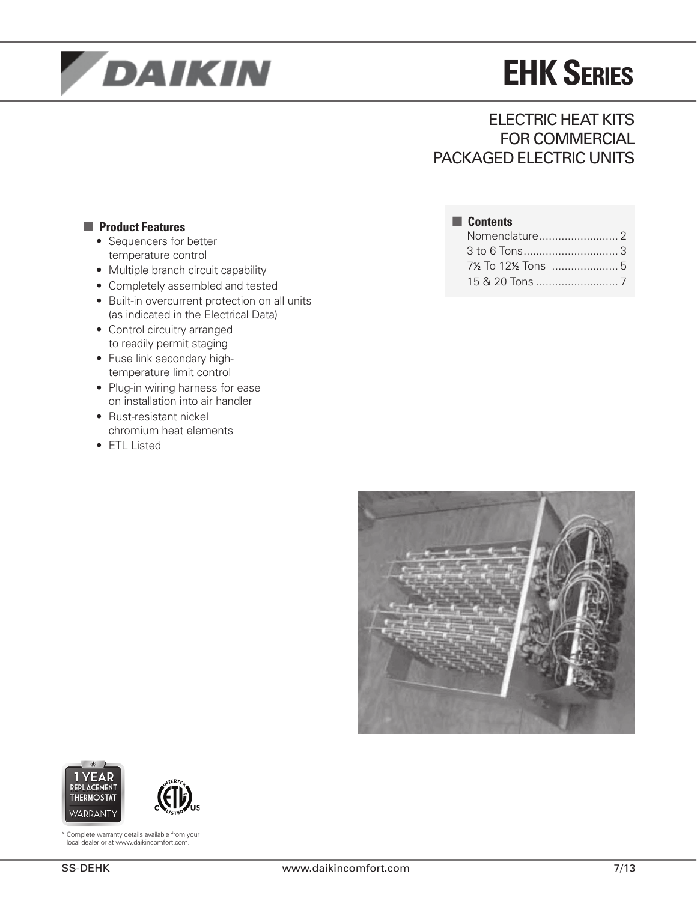# EHK Series

## ELECTRIC HEAT KITS FOR COMMERCIAL PACKAGED ELECTRIC UNITS

### Product Features

- Sequencers for better temperature control
- Multiple branch circuit capability
- Completely assembled and tested
- Built-in overcurrent protection on all units (as indicated in the Electrical Data)
- Control circuitry arranged to readily permit staging
- Fuse link secondary high-temperature limit control
- Plug-in wiring harness for ease on installation into air handler
- Rust-resistant nickel chromium heat elements
- ETL Listed

### Contents

Nomenclature......................... 2
3 to 6 Tons.............................. 3
7½ To 12½ Tons ..................... 5
15 & 20 Tons .......................... 7

1 YEAR REPLACEMENT THERMOSTAT WARRANTY

* Complete warranty details available from your local dealer or at www.daikincomfort.com.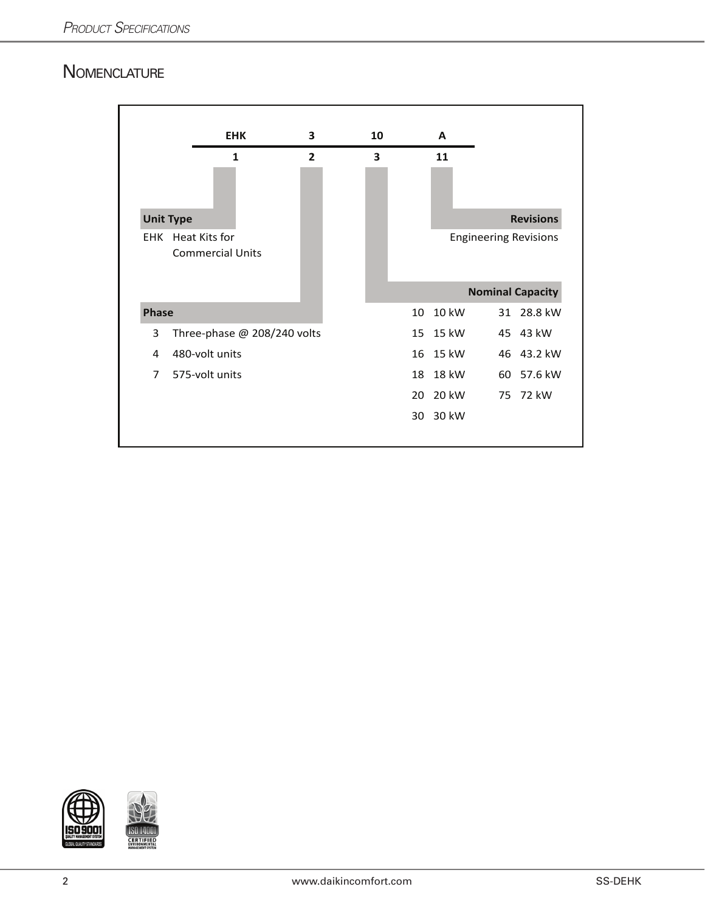## Nomenclature

| EHK | 3 | 10 | A |
|---|---|---|---|
| 1 | 2 | 3 | 11 |

**Unit Type**

EHK Heat Kits for Commercial Units

**Phase**

| Code | Description |
|---|---|
| 3 | Three-phase @ 208/240 volts |
| 4 | 480-volt units |
| 7 | 575-volt units |

**Nominal Capacity**

| Code | Capacity | Code | Capacity |
|---|---|---|---|
| 10 | 10 kW | 31 | 28.8 kW |
| 15 | 15 kW | 45 | 43 kW |
| 16 | 15 kW | 46 | 43.2 kW |
| 18 | 18 kW | 60 | 57.6 kW |
| 20 | 20 kW | 75 | 72 kW |
| 30 | 30 kW | | |

**Revisions**

Engineering Revisions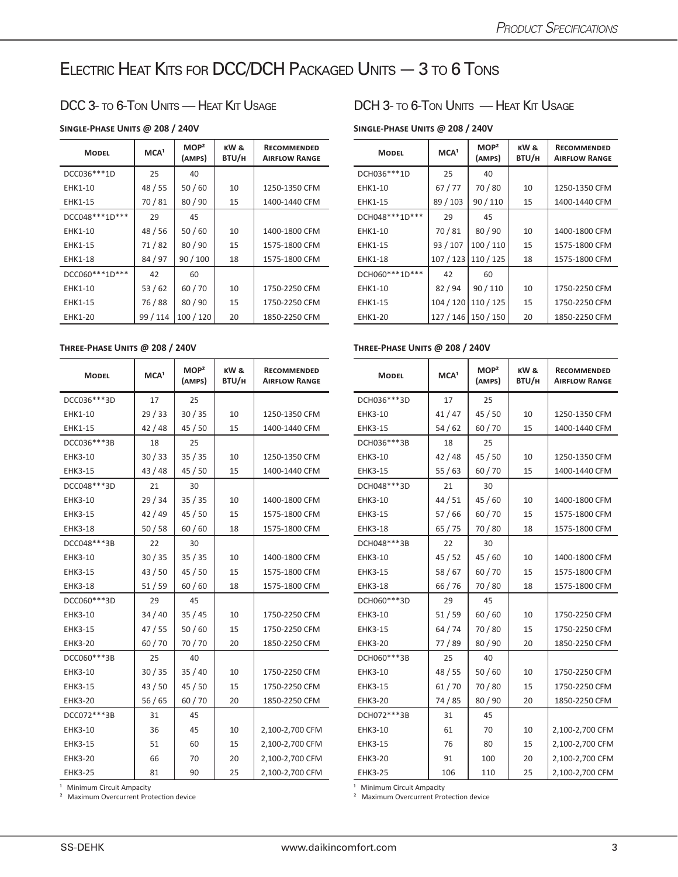# Electric Heat Kits for DCC/DCH Packaged Units — 3 to 6 Tons

## DCC 3- to 6-Ton Units — Heat Kit Usage

### Single-Phase Units @ 208 / 240V

| Model | MCA[1] | MOP[2] (amps) | kW & BTU/h | Recommended Airflow Range |
|---|---|---|---|---|
| DCC036***1D | 25 | 40 | | |
| EHK1-10 | 48 / 55 | 50 / 60 | 10 | 1250-1350 CFM |
| EHK1-15 | 70 / 81 | 80 / 90 | 15 | 1400-1440 CFM |
| DCC048***1D*** | 29 | 45 | | |
| EHK1-10 | 48 / 56 | 50 / 60 | 10 | 1400-1800 CFM |
| EHK1-15 | 71 / 82 | 80 / 90 | 15 | 1575-1800 CFM |
| EHK1-18 | 84 / 97 | 90 / 100 | 18 | 1575-1800 CFM |
| DCC060***1D*** | 42 | 60 | | |
| EHK1-10 | 53 / 62 | 60 / 70 | 10 | 1750-2250 CFM |
| EHK1-15 | 76 / 88 | 80 / 90 | 15 | 1750-2250 CFM |
| EHK1-20 | 99 / 114 | 100 / 120 | 20 | 1850-2250 CFM |

### Three-Phase Units @ 208 / 240V

| Model | MCA[1] | MOP[2] (amps) | kW & BTU/h | Recommended Airflow Range |
|---|---|---|---|---|
| DCC036***3D | 17 | 25 | | |
| EHK1-10 | 29 / 33 | 30 / 35 | 10 | 1250-1350 CFM |
| EHK1-15 | 42 / 48 | 45 / 50 | 15 | 1400-1440 CFM |
| DCC036***3B | 18 | 25 | | |
| EHK3-10 | 30 / 33 | 35 / 35 | 10 | 1250-1350 CFM |
| EHK3-15 | 43 / 48 | 45 / 50 | 15 | 1400-1440 CFM |
| DCC048***3D | 21 | 30 | | |
| EHK3-10 | 29 / 34 | 35 / 35 | 10 | 1400-1800 CFM |
| EHK3-15 | 42 / 49 | 45 / 50 | 15 | 1575-1800 CFM |
| EHK3-18 | 50 / 58 | 60 / 60 | 18 | 1575-1800 CFM |
| DCC048***3B | 22 | 30 | | |
| EHK3-10 | 30 / 35 | 35 / 35 | 10 | 1400-1800 CFM |
| EHK3-15 | 43 / 50 | 45 / 50 | 15 | 1575-1800 CFM |
| EHK3-18 | 51 / 59 | 60 / 60 | 18 | 1575-1800 CFM |
| DCC060***3D | 29 | 45 | | |
| EHK3-10 | 34 / 40 | 35 / 45 | 10 | 1750-2250 CFM |
| EHK3-15 | 47 / 55 | 50 / 60 | 15 | 1750-2250 CFM |
| EHK3-20 | 60 / 70 | 70 / 70 | 20 | 1850-2250 CFM |
| DCC060***3B | 25 | 40 | | |
| EHK3-10 | 30 / 35 | 35 / 40 | 10 | 1750-2250 CFM |
| EHK3-15 | 43 / 50 | 45 / 50 | 15 | 1750-2250 CFM |
| EHK3-20 | 56 / 65 | 60 / 70 | 20 | 1850-2250 CFM |
| DCC072***3B | 31 | 45 | | |
| EHK3-10 | 36 | 45 | 10 | 2,100-2,700 CFM |
| EHK3-15 | 51 | 60 | 15 | 2,100-2,700 CFM |
| EHK3-20 | 66 | 70 | 20 | 2,100-2,700 CFM |
| EHK3-25 | 81 | 90 | 25 | 2,100-2,700 CFM |

[1] Minimum Circuit Ampacity
[2] Maximum Overcurrent Protection device

## DCH 3- to 6-Ton Units — Heat Kit Usage

### Single-Phase Units @ 208 / 240V

| Model | MCA[1] | MOP[2] (amps) | kW & BTU/h | Recommended Airflow Range |
|---|---|---|---|---|
| DCH036***1D | 25 | 40 | | |
| EHK1-10 | 67 / 77 | 70 / 80 | 10 | 1250-1350 CFM |
| EHK1-15 | 89 / 103 | 90 / 110 | 15 | 1400-1440 CFM |
| DCH048***1D*** | 29 | 45 | | |
| EHK1-10 | 70 / 81 | 80 / 90 | 10 | 1400-1800 CFM |
| EHK1-15 | 93 / 107 | 100 / 110 | 15 | 1575-1800 CFM |
| EHK1-18 | 107 / 123 | 110 / 125 | 18 | 1575-1800 CFM |
| DCH060***1D*** | 42 | 60 | | |
| EHK1-10 | 82 / 94 | 90 / 110 | 10 | 1750-2250 CFM |
| EHK1-15 | 104 / 120 | 110 / 125 | 15 | 1750-2250 CFM |
| EHK1-20 | 127 / 146 | 150 / 150 | 20 | 1850-2250 CFM |

### Three-Phase Units @ 208 / 240V

| Model | MCA[1] | MOP[2] (amps) | kW & BTU/h | Recommended Airflow Range |
|---|---|---|---|---|
| DCH036***3D | 17 | 25 | | |
| EHK3-10 | 41 / 47 | 45 / 50 | 10 | 1250-1350 CFM |
| EHK3-15 | 54 / 62 | 60 / 70 | 15 | 1400-1440 CFM |
| DCH036***3B | 18 | 25 | | |
| EHK3-10 | 42 / 48 | 45 / 50 | 10 | 1250-1350 CFM |
| EHK3-15 | 55 / 63 | 60 / 70 | 15 | 1400-1440 CFM |
| DCH048***3D | 21 | 30 | | |
| EHK3-10 | 44 / 51 | 45 / 60 | 10 | 1400-1800 CFM |
| EHK3-15 | 57 / 66 | 60 / 70 | 15 | 1575-1800 CFM |
| EHK3-18 | 65 / 75 | 70 / 80 | 18 | 1575-1800 CFM |
| DCH048***3B | 22 | 30 | | |
| EHK3-10 | 45 / 52 | 45 / 60 | 10 | 1400-1800 CFM |
| EHK3-15 | 58 / 67 | 60 / 70 | 15 | 1575-1800 CFM |
| EHK3-18 | 66 / 76 | 70 / 80 | 18 | 1575-1800 CFM |
| DCH060***3D | 29 | 45 | | |
| EHK3-10 | 51 / 59 | 60 / 60 | 10 | 1750-2250 CFM |
| EHK3-15 | 64 / 74 | 70 / 80 | 15 | 1750-2250 CFM |
| EHK3-20 | 77 / 89 | 80 / 90 | 20 | 1850-2250 CFM |
| DCH060***3B | 25 | 40 | | |
| EHK3-10 | 48 / 55 | 50 / 60 | 10 | 1750-2250 CFM |
| EHK3-15 | 61 / 70 | 70 / 80 | 15 | 1750-2250 CFM |
| EHK3-20 | 74 / 85 | 80 / 90 | 20 | 1850-2250 CFM |
| DCH072***3B | 31 | 45 | | |
| EHK3-10 | 61 | 70 | 10 | 2,100-2,700 CFM |
| EHK3-15 | 76 | 80 | 15 | 2,100-2,700 CFM |
| EHK3-20 | 91 | 100 | 20 | 2,100-2,700 CFM |
| EHK3-25 | 106 | 110 | 25 | 2,100-2,700 CFM |

[1] Minimum Circuit Ampacity
[2] Maximum Overcurrent Protection device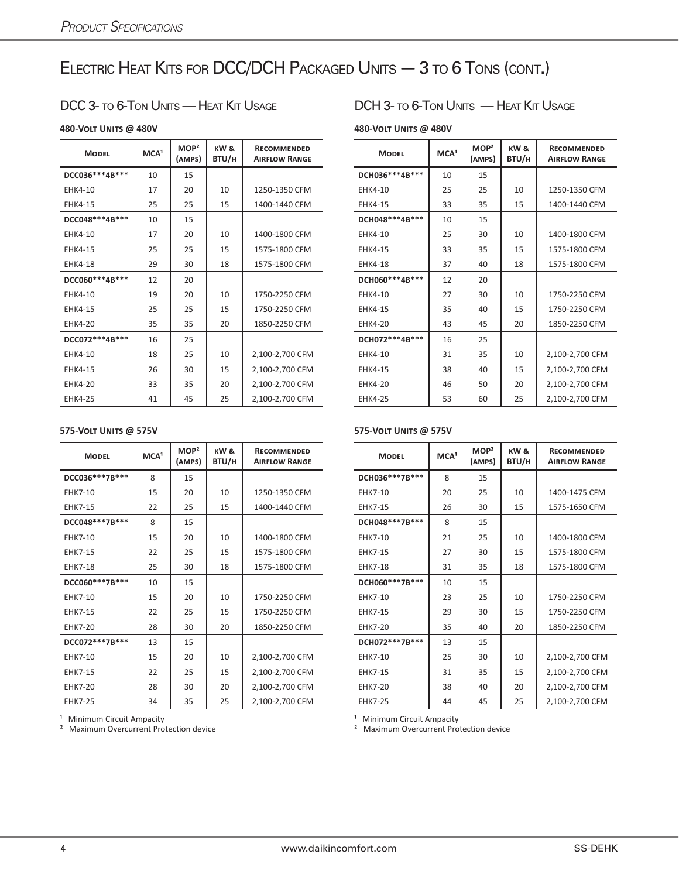# Electric Heat Kits for DCC/DCH Packaged Units — 3 to 6 Tons (cont.)

## DCC 3- to 6-Ton Units — Heat Kit Usage

**480-Volt Units @ 480V**

| Model | MCA[1] | MOP[2] (amps) | kW & BTU/h | Recommended Airflow Range |
|---|---|---|---|---|
| **DCC036***4B*** ** | 10 | 15 | | |
| EHK4-10 | 17 | 20 | 10 | 1250-1350 CFM |
| EHK4-15 | 25 | 25 | 15 | 1400-1440 CFM |
| **DCC048***4B*** ** | 10 | 15 | | |
| EHK4-10 | 17 | 20 | 10 | 1400-1800 CFM |
| EHK4-15 | 25 | 25 | 15 | 1575-1800 CFM |
| EHK4-18 | 29 | 30 | 18 | 1575-1800 CFM |
| **DCC060***4B*** ** | 12 | 20 | | |
| EHK4-10 | 19 | 20 | 10 | 1750-2250 CFM |
| EHK4-15 | 25 | 25 | 15 | 1750-2250 CFM |
| EHK4-20 | 35 | 35 | 20 | 1850-2250 CFM |
| **DCC072***4B*** ** | 16 | 25 | | |
| EHK4-10 | 18 | 25 | 10 | 2,100-2,700 CFM |
| EHK4-15 | 26 | 30 | 15 | 2,100-2,700 CFM |
| EHK4-20 | 33 | 35 | 20 | 2,100-2,700 CFM |
| EHK4-25 | 41 | 45 | 25 | 2,100-2,700 CFM |

**575-Volt Units @ 575V**

| Model | MCA[1] | MOP[2] (amps) | kW & BTU/h | Recommended Airflow Range |
|---|---|---|---|---|
| **DCC036***7B*** ** | 8 | 15 | | |
| EHK7-10 | 15 | 20 | 10 | 1250-1350 CFM |
| EHK7-15 | 22 | 25 | 15 | 1400-1440 CFM |
| **DCC048***7B*** ** | 8 | 15 | | |
| EHK7-10 | 15 | 20 | 10 | 1400-1800 CFM |
| EHK7-15 | 22 | 25 | 15 | 1575-1800 CFM |
| EHK7-18 | 25 | 30 | 18 | 1575-1800 CFM |
| **DCC060***7B*** ** | 10 | 15 | | |
| EHK7-10 | 15 | 20 | 10 | 1750-2250 CFM |
| EHK7-15 | 22 | 25 | 15 | 1750-2250 CFM |
| EHK7-20 | 28 | 30 | 20 | 1850-2250 CFM |
| **DCC072***7B*** ** | 13 | 15 | | |
| EHK7-10 | 15 | 20 | 10 | 2,100-2,700 CFM |
| EHK7-15 | 22 | 25 | 15 | 2,100-2,700 CFM |
| EHK7-20 | 28 | 30 | 20 | 2,100-2,700 CFM |
| EHK7-25 | 34 | 35 | 25 | 2,100-2,700 CFM |

[1] Minimum Circuit Ampacity
[2] Maximum Overcurrent Protection device

## DCH 3- to 6-Ton Units — Heat Kit Usage

**480-Volt Units @ 480V**

| Model | MCA[1] | MOP[2] (amps) | kW & BTU/h | Recommended Airflow Range |
|---|---|---|---|---|
| **DCH036***4B*** ** | 10 | 15 | | |
| EHK4-10 | 25 | 25 | 10 | 1250-1350 CFM |
| EHK4-15 | 33 | 35 | 15 | 1400-1440 CFM |
| **DCH048***4B*** ** | 10 | 15 | | |
| EHK4-10 | 25 | 30 | 10 | 1400-1800 CFM |
| EHK4-15 | 33 | 35 | 15 | 1575-1800 CFM |
| EHK4-18 | 37 | 40 | 18 | 1575-1800 CFM |
| **DCH060***4B*** ** | 12 | 20 | | |
| EHK4-10 | 27 | 30 | 10 | 1750-2250 CFM |
| EHK4-15 | 35 | 40 | 15 | 1750-2250 CFM |
| EHK4-20 | 43 | 45 | 20 | 1850-2250 CFM |
| **DCH072***4B*** ** | 16 | 25 | | |
| EHK4-10 | 31 | 35 | 10 | 2,100-2,700 CFM |
| EHK4-15 | 38 | 40 | 15 | 2,100-2,700 CFM |
| EHK4-20 | 46 | 50 | 20 | 2,100-2,700 CFM |
| EHK4-25 | 53 | 60 | 25 | 2,100-2,700 CFM |

**575-Volt Units @ 575V**

| Model | MCA[1] | MOP[2] (amps) | kW & BTU/h | Recommended Airflow Range |
|---|---|---|---|---|
| **DCH036***7B*** ** | 8 | 15 | | |
| EHK7-10 | 20 | 25 | 10 | 1400-1475 CFM |
| EHK7-15 | 26 | 30 | 15 | 1575-1650 CFM |
| **DCH048***7B*** ** | 8 | 15 | | |
| EHK7-10 | 21 | 25 | 10 | 1400-1800 CFM |
| EHK7-15 | 27 | 30 | 15 | 1575-1800 CFM |
| EHK7-18 | 31 | 35 | 18 | 1575-1800 CFM |
| **DCH060***7B*** ** | 10 | 15 | | |
| EHK7-10 | 23 | 25 | 10 | 1750-2250 CFM |
| EHK7-15 | 29 | 30 | 15 | 1750-2250 CFM |
| EHK7-20 | 35 | 40 | 20 | 1850-2250 CFM |
| **DCH072***7B*** ** | 13 | 15 | | |
| EHK7-10 | 25 | 30 | 10 | 2,100-2,700 CFM |
| EHK7-15 | 31 | 35 | 15 | 2,100-2,700 CFM |
| EHK7-20 | 38 | 40 | 20 | 2,100-2,700 CFM |
| EHK7-25 | 44 | 45 | 25 | 2,100-2,700 CFM |

[1] Minimum Circuit Ampacity
[2] Maximum Overcurrent Protection device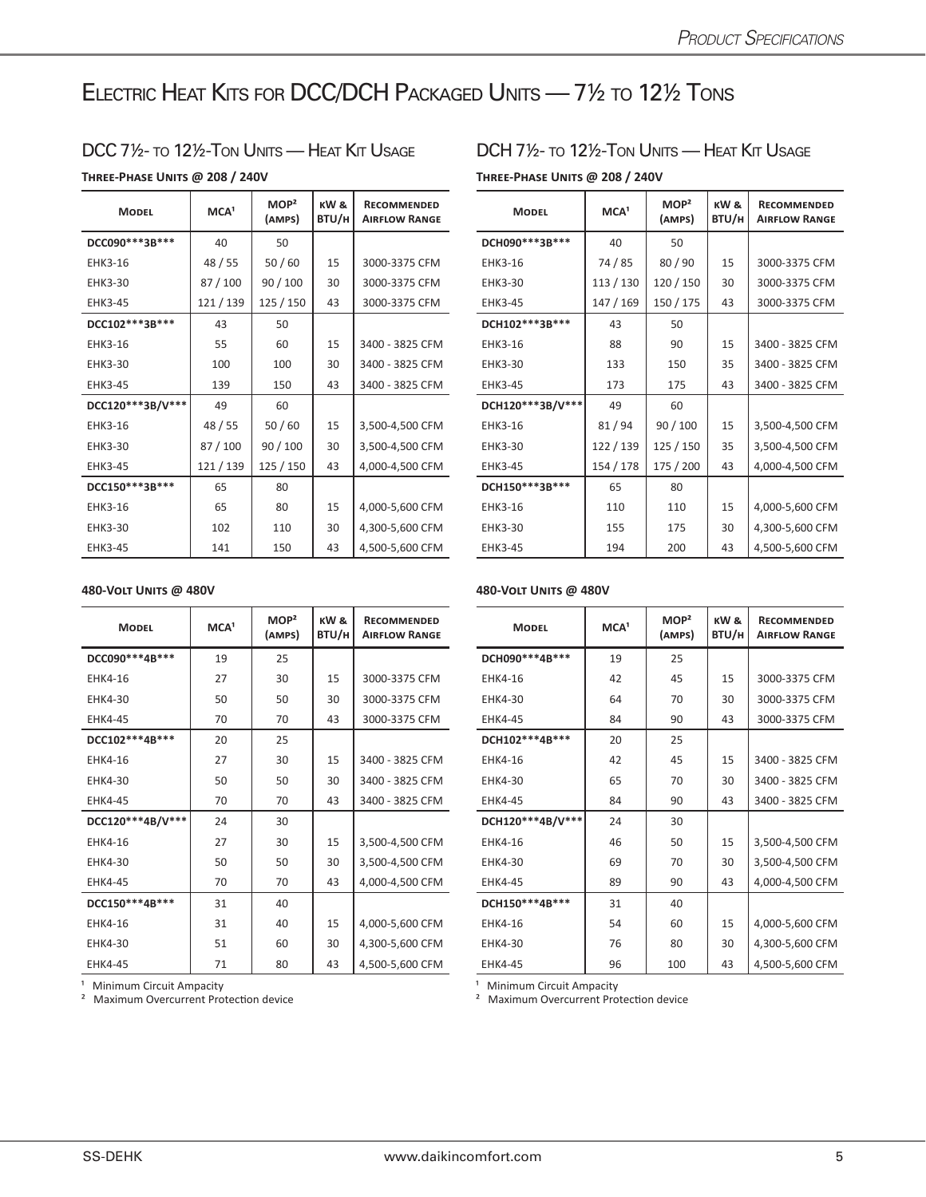# Electric Heat Kits for DCC/DCH Packaged Units — 7½ to 12½ Tons

## DCC 7½- to 12½-Ton Units — Heat Kit Usage

**Three-Phase Units @ 208 / 240V**

| Model | MCA[1] | MOP[2] (amps) | kW & BTU/h | Recommended Airflow Range |
|---|---|---|---|---|
| **DCC090***3B*** ** | 40 | 50 | | |
| EHK3-16 | 48 / 55 | 50 / 60 | 15 | 3000-3375 CFM |
| EHK3-30 | 87 / 100 | 90 / 100 | 30 | 3000-3375 CFM |
| EHK3-45 | 121 / 139 | 125 / 150 | 43 | 3000-3375 CFM |
| **DCC102***3B*** ** | 43 | 50 | | |
| EHK3-16 | 55 | 60 | 15 | 3400 - 3825 CFM |
| EHK3-30 | 100 | 100 | 30 | 3400 - 3825 CFM |
| EHK3-45 | 139 | 150 | 43 | 3400 - 3825 CFM |
| **DCC120***3B/V*** ** | 49 | 60 | | |
| EHK3-16 | 48 / 55 | 50 / 60 | 15 | 3,500-4,500 CFM |
| EHK3-30 | 87 / 100 | 90 / 100 | 30 | 3,500-4,500 CFM |
| EHK3-45 | 121 / 139 | 125 / 150 | 43 | 4,000-4,500 CFM |
| **DCC150***3B*** ** | 65 | 80 | | |
| EHK3-16 | 65 | 80 | 15 | 4,000-5,600 CFM |
| EHK3-30 | 102 | 110 | 30 | 4,300-5,600 CFM |
| EHK3-45 | 141 | 150 | 43 | 4,500-5,600 CFM |

**480-Volt Units @ 480V**

| Model | MCA[1] | MOP[2] (amps) | kW & BTU/h | Recommended Airflow Range |
|---|---|---|---|---|
| **DCC090***4B*** ** | 19 | 25 | | |
| EHK4-16 | 27 | 30 | 15 | 3000-3375 CFM |
| EHK4-30 | 50 | 50 | 30 | 3000-3375 CFM |
| EHK4-45 | 70 | 70 | 43 | 3000-3375 CFM |
| **DCC102***4B*** ** | 20 | 25 | | |
| EHK4-16 | 27 | 30 | 15 | 3400 - 3825 CFM |
| EHK4-30 | 50 | 50 | 30 | 3400 - 3825 CFM |
| EHK4-45 | 70 | 70 | 43 | 3400 - 3825 CFM |
| **DCC120***4B/V*** ** | 24 | 30 | | |
| EHK4-16 | 27 | 30 | 15 | 3,500-4,500 CFM |
| EHK4-30 | 50 | 50 | 30 | 3,500-4,500 CFM |
| EHK4-45 | 70 | 70 | 43 | 4,000-4,500 CFM |
| **DCC150***4B*** ** | 31 | 40 | | |
| EHK4-16 | 31 | 40 | 15 | 4,000-5,600 CFM |
| EHK4-30 | 51 | 60 | 30 | 4,300-5,600 CFM |
| EHK4-45 | 71 | 80 | 43 | 4,500-5,600 CFM |

[1] Minimum Circuit Ampacity
[2] Maximum Overcurrent Protection device

## DCH 7½- to 12½-Ton Units — Heat Kit Usage

**Three-Phase Units @ 208 / 240V**

| Model | MCA[1] | MOP[2] (amps) | kW & BTU/h | Recommended Airflow Range |
|---|---|---|---|---|
| **DCH090***3B*** ** | 40 | 50 | | |
| EHK3-16 | 74 / 85 | 80 / 90 | 15 | 3000-3375 CFM |
| EHK3-30 | 113 / 130 | 120 / 150 | 30 | 3000-3375 CFM |
| EHK3-45 | 147 / 169 | 150 / 175 | 43 | 3000-3375 CFM |
| **DCH102***3B*** ** | 43 | 50 | | |
| EHK3-16 | 88 | 90 | 15 | 3400 - 3825 CFM |
| EHK3-30 | 133 | 150 | 35 | 3400 - 3825 CFM |
| EHK3-45 | 173 | 175 | 43 | 3400 - 3825 CFM |
| **DCH120***3B/V*** ** | 49 | 60 | | |
| EHK3-16 | 81 / 94 | 90 / 100 | 15 | 3,500-4,500 CFM |
| EHK3-30 | 122 / 139 | 125 / 150 | 35 | 3,500-4,500 CFM |
| EHK3-45 | 154 / 178 | 175 / 200 | 43 | 4,000-4,500 CFM |
| **DCH150***3B*** ** | 65 | 80 | | |
| EHK3-16 | 110 | 110 | 15 | 4,000-5,600 CFM |
| EHK3-30 | 155 | 175 | 30 | 4,300-5,600 CFM |
| EHK3-45 | 194 | 200 | 43 | 4,500-5,600 CFM |

**480-Volt Units @ 480V**

| Model | MCA[1] | MOP[2] (amps) | kW & BTU/h | Recommended Airflow Range |
|---|---|---|---|---|
| **DCH090***4B*** ** | 19 | 25 | | |
| EHK4-16 | 42 | 45 | 15 | 3000-3375 CFM |
| EHK4-30 | 64 | 70 | 30 | 3000-3375 CFM |
| EHK4-45 | 84 | 90 | 43 | 3000-3375 CFM |
| **DCH102***4B*** ** | 20 | 25 | | |
| EHK4-16 | 42 | 45 | 15 | 3400 - 3825 CFM |
| EHK4-30 | 65 | 70 | 30 | 3400 - 3825 CFM |
| EHK4-45 | 84 | 90 | 43 | 3400 - 3825 CFM |
| **DCH120***4B/V*** ** | 24 | 30 | | |
| EHK4-16 | 46 | 50 | 15 | 3,500-4,500 CFM |
| EHK4-30 | 69 | 70 | 30 | 3,500-4,500 CFM |
| EHK4-45 | 89 | 90 | 43 | 4,000-4,500 CFM |
| **DCH150***4B*** ** | 31 | 40 | | |
| EHK4-16 | 54 | 60 | 15 | 4,000-5,600 CFM |
| EHK4-30 | 76 | 80 | 30 | 4,300-5,600 CFM |
| EHK4-45 | 96 | 100 | 43 | 4,500-5,600 CFM |

[1] Minimum Circuit Ampacity
[2] Maximum Overcurrent Protection device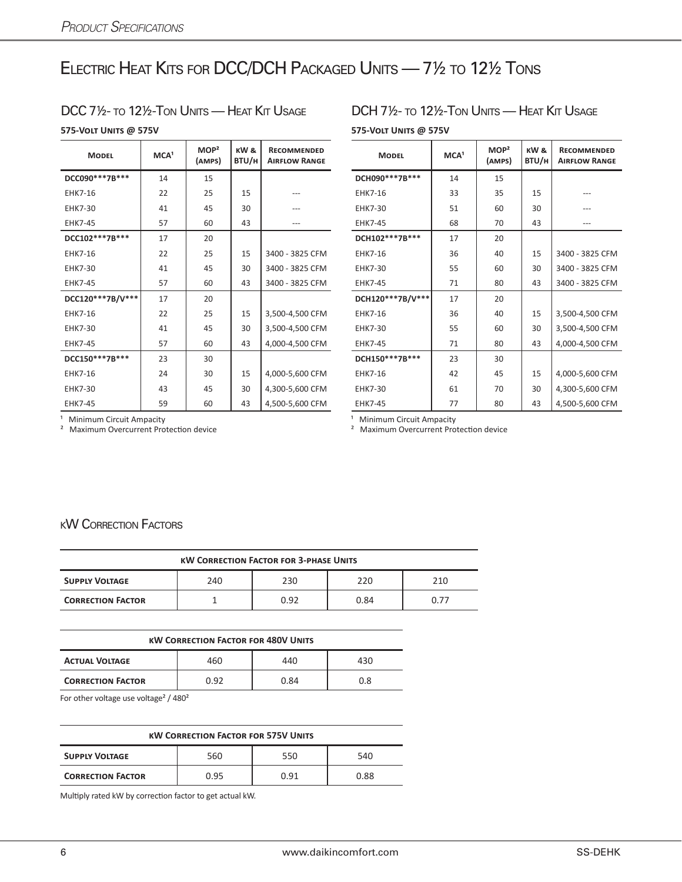# Electric Heat Kits for DCC/DCH Packaged Units — 7½ to 12½ Tons

## DCC 7½- to 12½-Ton Units — Heat Kit Usage

**575-Volt Units @ 575V**

| Model | MCA[1] | MOP[2] (amps) | kW & BTU/h | Recommended Airflow Range |
|---|---|---|---|---|
| **DCC090***7B*** ** | 14 | 15 | | |
| EHK7-16 | 22 | 25 | 15 | --- |
| EHK7-30 | 41 | 45 | 30 | --- |
| EHK7-45 | 57 | 60 | 43 | --- |
| **DCC102***7B*** ** | 17 | 20 | | |
| EHK7-16 | 22 | 25 | 15 | 3400 - 3825 CFM |
| EHK7-30 | 41 | 45 | 30 | 3400 - 3825 CFM |
| EHK7-45 | 57 | 60 | 43 | 3400 - 3825 CFM |
| **DCC120***7B/V*** ** | 17 | 20 | | |
| EHK7-16 | 22 | 25 | 15 | 3,500-4,500 CFM |
| EHK7-30 | 41 | 45 | 30 | 3,500-4,500 CFM |
| EHK7-45 | 57 | 60 | 43 | 4,000-4,500 CFM |
| **DCC150***7B*** ** | 23 | 30 | | |
| EHK7-16 | 24 | 30 | 15 | 4,000-5,600 CFM |
| EHK7-30 | 43 | 45 | 30 | 4,300-5,600 CFM |
| EHK7-45 | 59 | 60 | 43 | 4,500-5,600 CFM |

[1] Minimum Circuit Ampacity
[2] Maximum Overcurrent Protection device

## DCH 7½- to 12½-Ton Units — Heat Kit Usage

**575-Volt Units @ 575V**

| Model | MCA[1] | MOP[2] (amps) | kW & BTU/h | Recommended Airflow Range |
|---|---|---|---|---|
| **DCH090***7B*** ** | 14 | 15 | | |
| EHK7-16 | 33 | 35 | 15 | --- |
| EHK7-30 | 51 | 60 | 30 | --- |
| EHK7-45 | 68 | 70 | 43 | --- |
| **DCH102***7B*** ** | 17 | 20 | | |
| EHK7-16 | 36 | 40 | 15 | 3400 - 3825 CFM |
| EHK7-30 | 55 | 60 | 30 | 3400 - 3825 CFM |
| EHK7-45 | 71 | 80 | 43 | 3400 - 3825 CFM |
| **DCH120***7B/V*** ** | 17 | 20 | | |
| EHK7-16 | 36 | 40 | 15 | 3,500-4,500 CFM |
| EHK7-30 | 55 | 60 | 30 | 3,500-4,500 CFM |
| EHK7-45 | 71 | 80 | 43 | 4,000-4,500 CFM |
| **DCH150***7B*** ** | 23 | 30 | | |
| EHK7-16 | 42 | 45 | 15 | 4,000-5,600 CFM |
| EHK7-30 | 61 | 70 | 30 | 4,300-5,600 CFM |
| EHK7-45 | 77 | 80 | 43 | 4,500-5,600 CFM |

[1] Minimum Circuit Ampacity
[2] Maximum Overcurrent Protection device

## kW Correction Factors

| kW Correction Factor for 3-phase Units | | | | |
|---|---|---|---|---|
| **Supply Voltage** | 240 | 230 | 220 | 210 |
| **Correction Factor** | 1 | 0.92 | 0.84 | 0.77 |

| kW Correction Factor for 480V Units | | | |
|---|---|---|---|
| **Actual Voltage** | 460 | 440 | 430 |
| **Correction Factor** | 0.92 | 0.84 | 0.8 |

For other voltage use $voltage^2 / 480^2$

| kW Correction Factor for 575V Units | | | |
|---|---|---|---|
| **Supply Voltage** | 560 | 550 | 540 |
| **Correction Factor** | 0.95 | 0.91 | 0.88 |

Multiply rated kW by correction factor to get actual kW.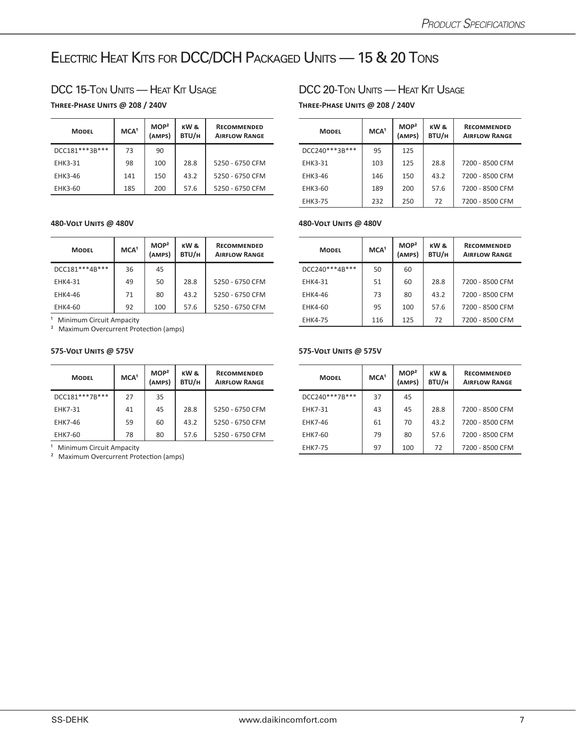# Electric Heat Kits for DCC/DCH Packaged Units — 15 & 20 Tons

## DCC 15-Ton Units — Heat Kit Usage

**Three-Phase Units @ 208 / 240V**

| Model | MCA[1] | MOP[2] (amps) | kW & BTU/h | Recommended Airflow Range |
|---|---|---|---|---|
| DCC181***3B*** | 73 | 90 | | |
| EHK3-31 | 98 | 100 | 28.8 | 5250 - 6750 CFM |
| EHK3-46 | 141 | 150 | 43.2 | 5250 - 6750 CFM |
| EHK3-60 | 185 | 200 | 57.6 | 5250 - 6750 CFM |

**480-Volt Units @ 480V**

| Model | MCA[1] | MOP[2] (amps) | kW & BTU/h | Recommended Airflow Range |
|---|---|---|---|---|
| DCC181***4B*** | 36 | 45 | | |
| EHK4-31 | 49 | 50 | 28.8 | 5250 - 6750 CFM |
| EHK4-46 | 71 | 80 | 43.2 | 5250 - 6750 CFM |
| EHK4-60 | 92 | 100 | 57.6 | 5250 - 6750 CFM |

[1] Minimum Circuit Ampacity
[2] Maximum Overcurrent Protection (amps)

**575-Volt Units @ 575V**

| Model | MCA[1] | MOP[2] (amps) | kW & BTU/h | Recommended Airflow Range |
|---|---|---|---|---|
| DCC181***7B*** | 27 | 35 | | |
| EHK7-31 | 41 | 45 | 28.8 | 5250 - 6750 CFM |
| EHK7-46 | 59 | 60 | 43.2 | 5250 - 6750 CFM |
| EHK7-60 | 78 | 80 | 57.6 | 5250 - 6750 CFM |

[1] Minimum Circuit Ampacity
[2] Maximum Overcurrent Protection (amps)

## DCC 20-Ton Units — Heat Kit Usage

**Three-Phase Units @ 208 / 240V**

| Model | MCA[1] | MOP[2] (amps) | kW & BTU/h | Recommended Airflow Range |
|---|---|---|---|---|
| DCC240***3B*** | 95 | 125 | | |
| EHK3-31 | 103 | 125 | 28.8 | 7200 - 8500 CFM |
| EHK3-46 | 146 | 150 | 43.2 | 7200 - 8500 CFM |
| EHK3-60 | 189 | 200 | 57.6 | 7200 - 8500 CFM |
| EHK3-75 | 232 | 250 | 72 | 7200 - 8500 CFM |

**480-Volt Units @ 480V**

| Model | MCA[1] | MOP[2] (amps) | kW & BTU/h | Recommended Airflow Range |
|---|---|---|---|---|
| DCC240***4B*** | 50 | 60 | | |
| EHK4-31 | 51 | 60 | 28.8 | 7200 - 8500 CFM |
| EHK4-46 | 73 | 80 | 43.2 | 7200 - 8500 CFM |
| EHK4-60 | 95 | 100 | 57.6 | 7200 - 8500 CFM |
| EHK4-75 | 116 | 125 | 72 | 7200 - 8500 CFM |

**575-Volt Units @ 575V**

| Model | MCA[1] | MOP[2] (amps) | kW & BTU/h | Recommended Airflow Range |
|---|---|---|---|---|
| DCC240***7B*** | 37 | 45 | | |
| EHK7-31 | 43 | 45 | 28.8 | 7200 - 8500 CFM |
| EHK7-46 | 61 | 70 | 43.2 | 7200 - 8500 CFM |
| EHK7-60 | 79 | 80 | 57.6 | 7200 - 8500 CFM |
| EHK7-75 | 97 | 100 | 72 | 7200 - 8500 CFM |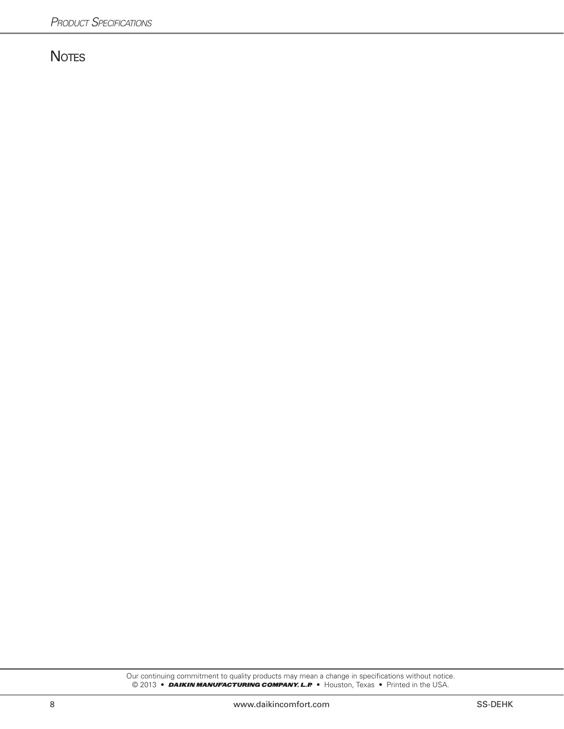# Notes

Our continuing commitment to quality products may mean a change in specifications without notice.
© 2013 • ***DAIKIN MANUFACTURING COMPANY, L.P.*** • Houston, Texas • Printed in the USA.

www.daikincomfort.com

SS-DEHK